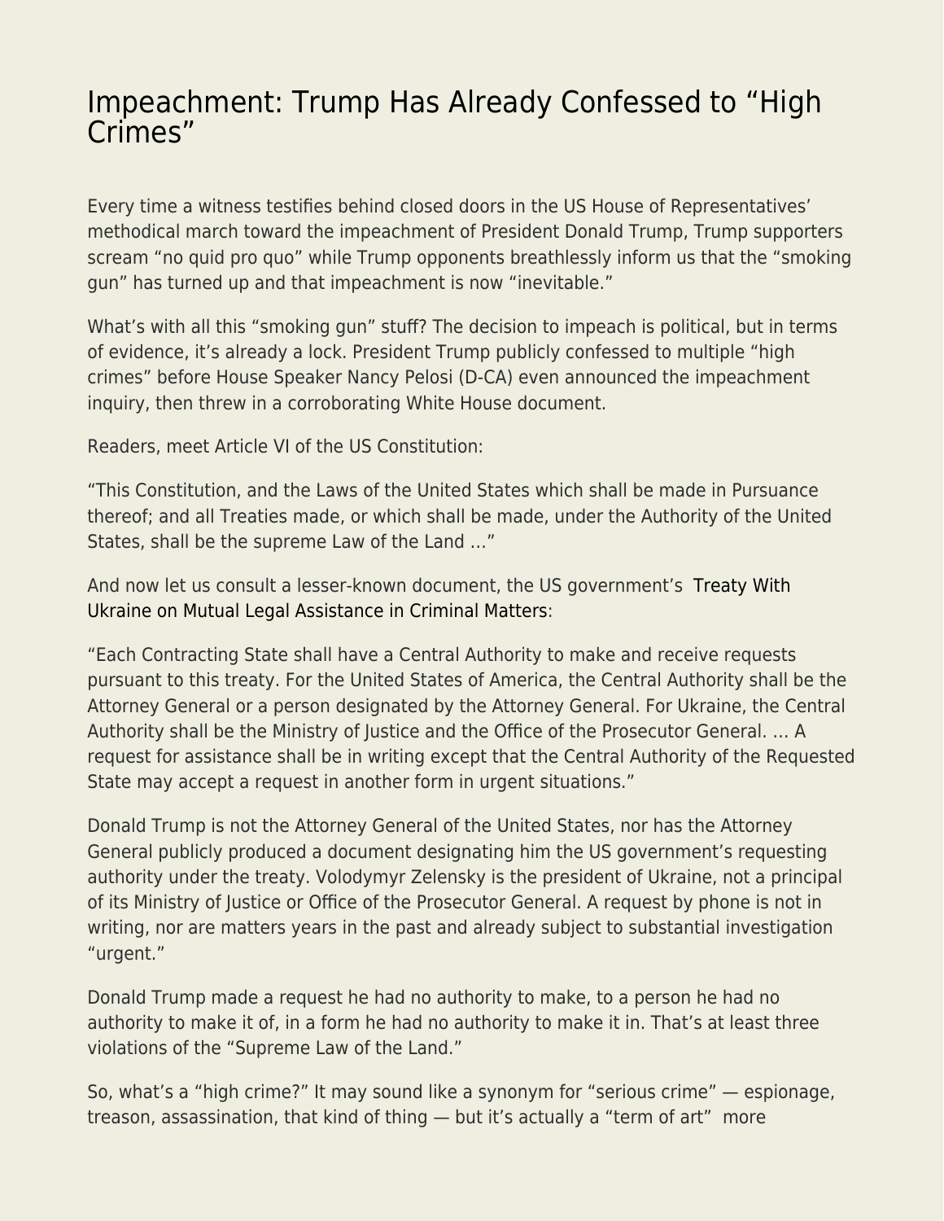# Impeachment: Trump Has Already Confessed to "High Crimes"

Every time a witness testifies behind closed doors in the US House of Representatives' methodical march toward the impeachment of President Donald Trump, Trump supporters scream "no quid pro quo" while Trump opponents breathlessly inform us that the "smoking gun" has turned up and that impeachment is now "inevitable."

What's with all this "smoking gun" stuff? The decision to impeach is political, but in terms of evidence, it's already a lock. President Trump publicly confessed to multiple "high crimes" before House Speaker Nancy Pelosi (D-CA) even announced the impeachment inquiry, then threw in a corroborating White House document.

Readers, meet Article VI of the US Constitution:

"This Constitution, and the Laws of the United States which shall be made in Pursuance thereof; and all Treaties made, or which shall be made, under the Authority of the United States, shall be the supreme Law of the Land …"

And now let us consult a lesser-known document, the US government's Treaty With Ukraine on Mutual Legal Assistance in Criminal Matters:

"Each Contracting State shall have a Central Authority to make and receive requests pursuant to this treaty. For the United States of America, the Central Authority shall be the Attorney General or a person designated by the Attorney General. For Ukraine, the Central Authority shall be the Ministry of Justice and the Office of the Prosecutor General. … A request for assistance shall be in writing except that the Central Authority of the Requested State may accept a request in another form in urgent situations."

Donald Trump is not the Attorney General of the United States, nor has the Attorney General publicly produced a document designating him the US government's requesting authority under the treaty. Volodymyr Zelensky is the president of Ukraine, not a principal of its Ministry of Justice or Office of the Prosecutor General. A request by phone is not in writing, nor are matters years in the past and already subject to substantial investigation "urgent."

Donald Trump made a request he had no authority to make, to a person he had no authority to make it of, in a form he had no authority to make it in. That's at least three violations of the "Supreme Law of the Land."

So, what's a "high crime?" It may sound like a synonym for "serious crime" — espionage, treason, assassination, that kind of thing — but it's actually a "term of art" more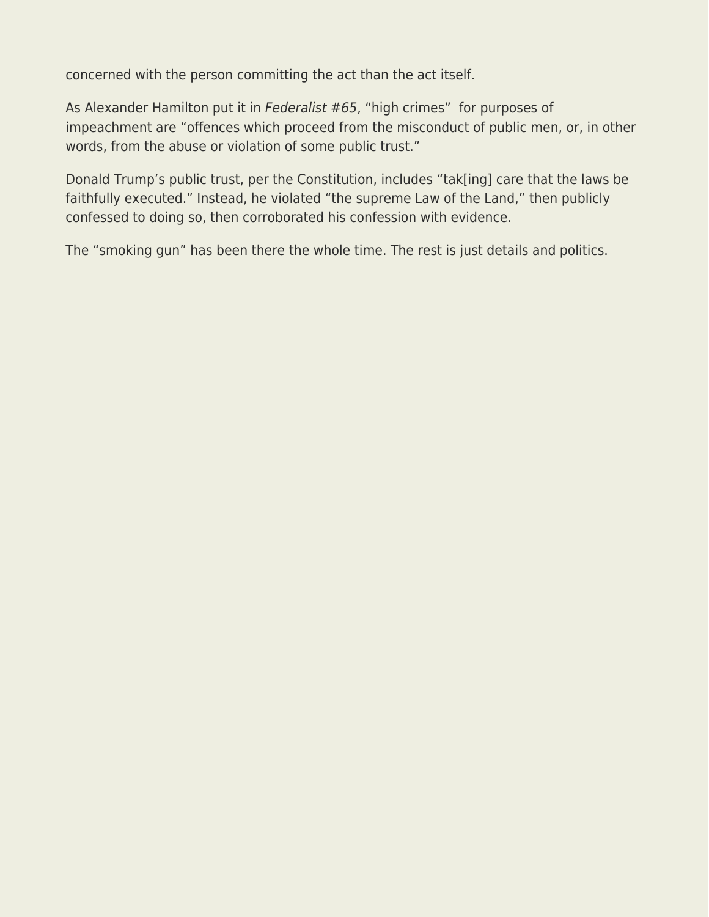concerned with the person committing the act than the act itself.

As Alexander Hamilton put it in *Federalist #65*, "high crimes" for purposes of impeachment are "offences which proceed from the misconduct of public men, or, in other words, from the abuse or violation of some public trust."

Donald Trump's public trust, per the Constitution, includes "tak[ing] care that the laws be faithfully executed." Instead, he violated "the supreme Law of the Land," then publicly confessed to doing so, then corroborated his confession with evidence.

The "smoking gun" has been there the whole time. The rest is just details and politics.